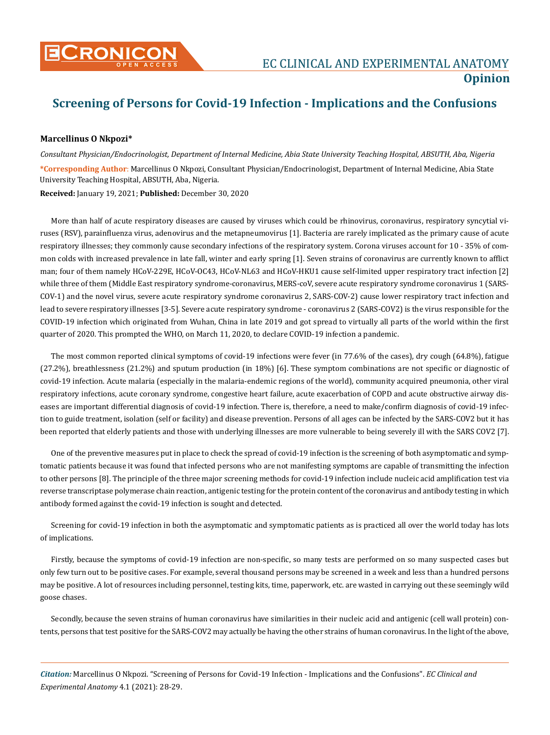EC CLINICAL AND EXPERIMENTAL ANATOMY

**Opinion**

# Screening of Persons for Covid-19 Infection - Implications and the Confusions

**Marcellinus O Nkpozi***

*Consultant Physician/Endocrinologist, Department of Internal Medicine, Abia State University Teaching Hospital, ABSUTH, Aba, Nigeria*

**\*Corresponding Author**: Marcellinus O Nkpozi, Consultant Physician/Endocrinologist, Department of Internal Medicine, Abia State University Teaching Hospital, ABSUTH, Aba, Nigeria.

**Received:** January 19, 2021; **Published:** December 30, 2020

More than half of acute respiratory diseases are caused by viruses which could be rhinovirus, coronavirus, respiratory syncytial viruses (RSV), parainfluenza virus, adenovirus and the metapneumovirus [1]. Bacteria are rarely implicated as the primary cause of acute respiratory illnesses; they commonly cause secondary infections of the respiratory system. Corona viruses account for 10 - 35% of common colds with increased prevalence in late fall, winter and early spring [1]. Seven strains of coronavirus are currently known to afflict man; four of them namely HCoV-229E, HCoV-OC43, HCoV-NL63 and HCoV-HKU1 cause self-limited upper respiratory tract infection [2] while three of them (Middle East respiratory syndrome-coronavirus, MERS-coV, severe acute respiratory syndrome coronavirus 1 (SARS-COV-1) and the novel virus, severe acute respiratory syndrome coronavirus 2, SARS-COV-2) cause lower respiratory tract infection and lead to severe respiratory illnesses [3-5]. Severe acute respiratory syndrome - coronavirus 2 (SARS-COV2) is the virus responsible for the COVID-19 infection which originated from Wuhan, China in late 2019 and got spread to virtually all parts of the world within the first quarter of 2020. This prompted the WHO, on March 11, 2020, to declare COVID-19 infection a pandemic.

The most common reported clinical symptoms of covid-19 infections were fever (in 77.6% of the cases), dry cough (64.8%), fatigue (27.2%), breathlessness (21.2%) and sputum production (in 18%) [6]. These symptom combinations are not specific or diagnostic of covid-19 infection. Acute malaria (especially in the malaria-endemic regions of the world), community acquired pneumonia, other viral respiratory infections, acute coronary syndrome, congestive heart failure, acute exacerbation of COPD and acute obstructive airway diseases are important differential diagnosis of covid-19 infection. There is, therefore, a need to make/confirm diagnosis of covid-19 infection to guide treatment, isolation (self or facility) and disease prevention. Persons of all ages can be infected by the SARS-COV2 but it has been reported that elderly patients and those with underlying illnesses are more vulnerable to being severely ill with the SARS COV2 [7].

One of the preventive measures put in place to check the spread of covid-19 infection is the screening of both asymptomatic and symptomatic patients because it was found that infected persons who are not manifesting symptoms are capable of transmitting the infection to other persons [8]. The principle of the three major screening methods for covid-19 infection include nucleic acid amplification test via reverse transcriptase polymerase chain reaction, antigenic testing for the protein content of the coronavirus and antibody testing in which antibody formed against the covid-19 infection is sought and detected.

Screening for covid-19 infection in both the asymptomatic and symptomatic patients as is practiced all over the world today has lots of implications.

Firstly, because the symptoms of covid-19 infection are non-specific, so many tests are performed on so many suspected cases but only few turn out to be positive cases. For example, several thousand persons may be screened in a week and less than a hundred persons may be positive. A lot of resources including personnel, testing kits, time, paperwork, etc. are wasted in carrying out these seemingly wild goose chases.

Secondly, because the seven strains of human coronavirus have similarities in their nucleic acid and antigenic (cell wall protein) contents, persons that test positive for the SARS-COV2 may actually be having the other strains of human coronavirus. In the light of the above,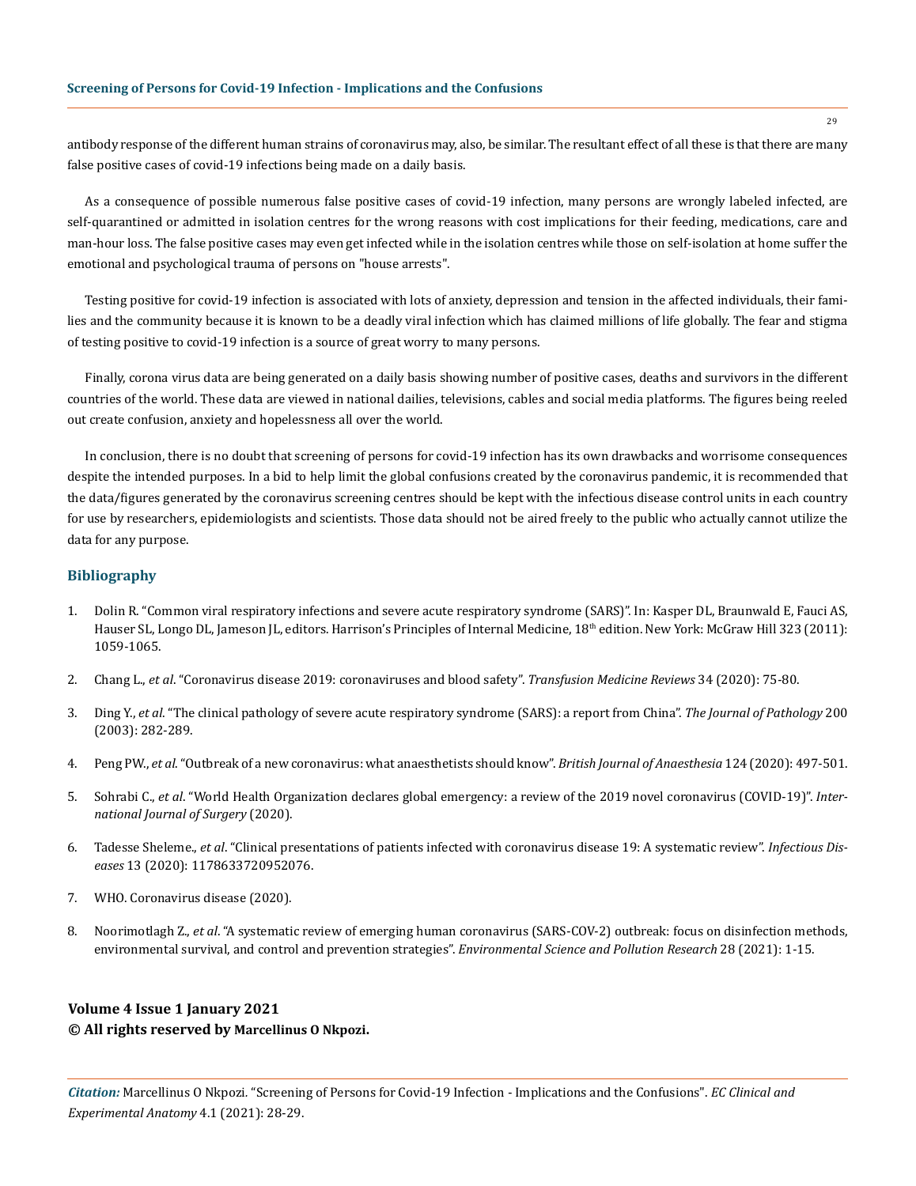antibody response of the different human strains of coronavirus may, also, be similar. The resultant effect of all these is that there are many false positive cases of covid-19 infections being made on a daily basis.

As a consequence of possible numerous false positive cases of covid-19 infection, many persons are wrongly labeled infected, are self-quarantined or admitted in isolation centres for the wrong reasons with cost implications for their feeding, medications, care and man-hour loss. The false positive cases may even get infected while in the isolation centres while those on self-isolation at home suffer the emotional and psychological trauma of persons on "house arrests".

Testing positive for covid-19 infection is associated with lots of anxiety, depression and tension in the affected individuals, their families and the community because it is known to be a deadly viral infection which has claimed millions of life globally. The fear and stigma of testing positive to covid-19 infection is a source of great worry to many persons.

Finally, corona virus data are being generated on a daily basis showing number of positive cases, deaths and survivors in the different countries of the world. These data are viewed in national dailies, televisions, cables and social media platforms. The figures being reeled out create confusion, anxiety and hopelessness all over the world.

In conclusion, there is no doubt that screening of persons for covid-19 infection has its own drawbacks and worrisome consequences despite the intended purposes. In a bid to help limit the global confusions created by the coronavirus pandemic, it is recommended that the data/figures generated by the coronavirus screening centres should be kept with the infectious disease control units in each country for use by researchers, epidemiologists and scientists. Those data should not be aired freely to the public who actually cannot utilize the data for any purpose.

## Bibliography

1. Dolin R. "Common viral respiratory infections and severe acute respiratory syndrome (SARS)". In: Kasper DL, Braunwald E, Fauci AS, Hauser SL, Longo DL, Jameson JL, editors. Harrison's Principles of Internal Medicine, 18th edition. New York: McGraw Hill 323 (2011): 1059-1065.
2. Chang L., *et al*. "Coronavirus disease 2019: coronaviruses and blood safety". *Transfusion Medicine Reviews* 34 (2020): 75-80.
3. Ding Y., *et al*. "The clinical pathology of severe acute respiratory syndrome (SARS): a report from China". *The Journal of Pathology* 200 (2003): 282-289.
4. Peng PW., *et al*. "Outbreak of a new coronavirus: what anaesthetists should know". *British Journal of Anaesthesia* 124 (2020): 497-501.
5. Sohrabi C., *et al*. "World Health Organization declares global emergency: a review of the 2019 novel coronavirus (COVID-19)". *International Journal of Surgery* (2020).
6. Tadesse Sheleme., *et al*. "Clinical presentations of patients infected with coronavirus disease 19: A systematic review". *Infectious Diseases* 13 (2020): 1178633720952076.
7. WHO. Coronavirus disease (2020).
8. Noorimotlagh Z., *et al*. "A systematic review of emerging human coronavirus (SARS-COV-2) outbreak: focus on disinfection methods, environmental survival, and control and prevention strategies". *Environmental Science and Pollution Research* 28 (2021): 1-15.

**Volume 4 Issue 1 January 2021**
**© All rights reserved by Marcellinus O Nkpozi.**